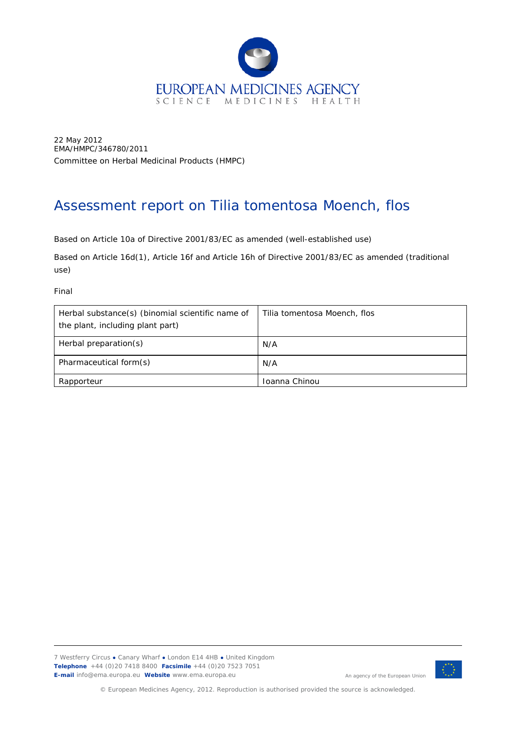EUROPEAN MEDICINES AGENCY
SCIENCE MEDICINES HEALTH

22 May 2012
EMA/HMPC/346780/2011
Committee on Herbal Medicinal Products (HMPC)

# Assessment report on Tilia tomentosa Moench, flos

Based on Article 10a of Directive 2001/83/EC as amended (well-established use)

Based on Article 16d(1), Article 16f and Article 16h of Directive 2001/83/EC as amended (traditional use)

Final

| Herbal substance(s) (binomial scientific name of the plant, including plant part) | Tilia tomentosa Moench, flos |
|---|---|
| Herbal preparation(s) | N/A |
| Pharmaceutical form(s) | N/A |
| Rapporteur | Ioanna Chinou |

7 Westferry Circus ● Canary Wharf ● London E14 4HB ● United Kingdom
**Telephone** +44 (0)20 7418 8400 **Facsimile** +44 (0)20 7523 7051
**E-mail** info@ema.europa.eu **Website** www.ema.europa.eu

An agency of the European Union

© European Medicines Agency, 2012. Reproduction is authorised provided the source is acknowledged.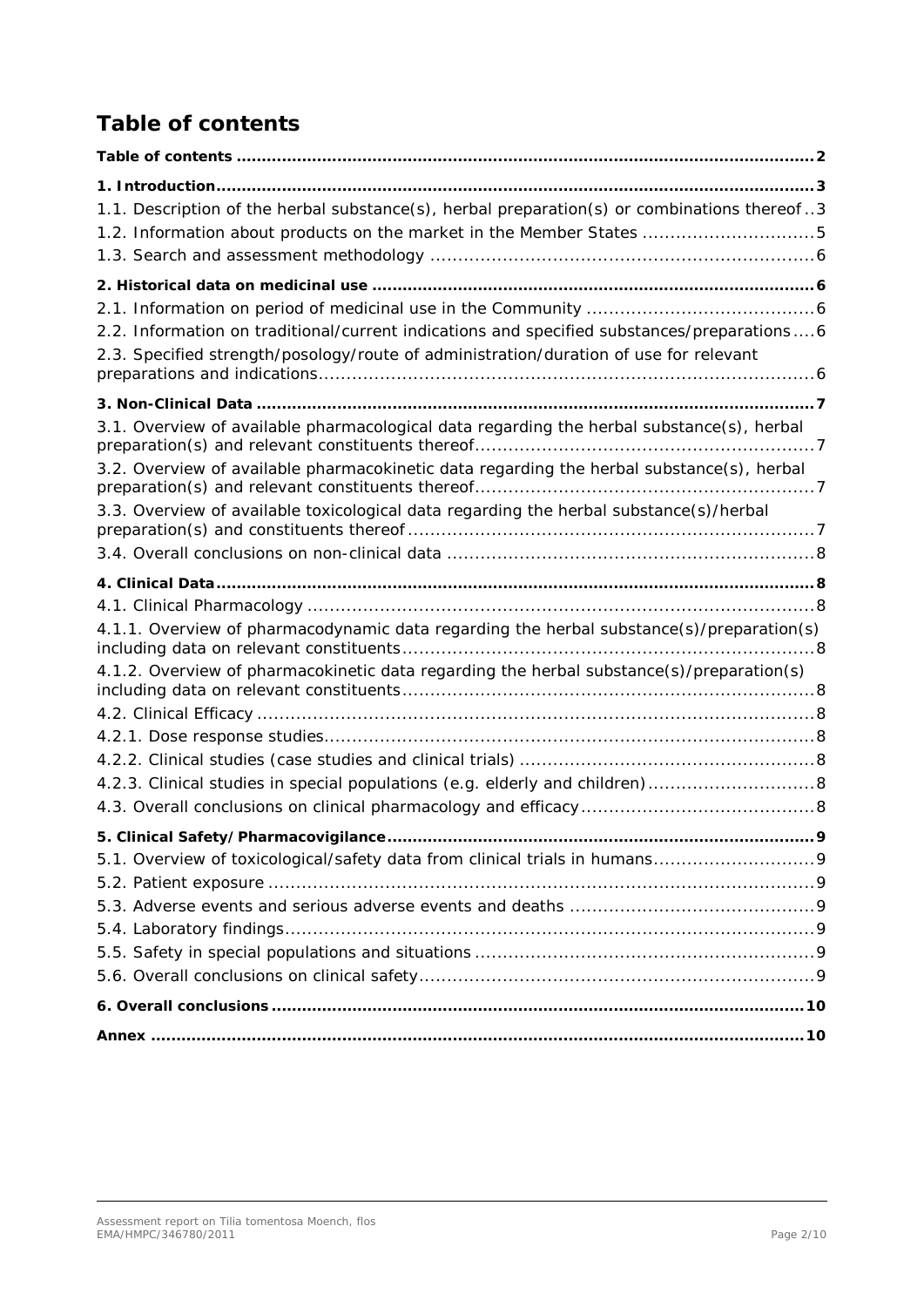## Table of contents

**Table of contents** .......... 2

**1. Introduction** .......... 3

1.1. Description of the herbal substance(s), herbal preparation(s) or combinations thereof .. 3

1.2. Information about products on the market in the Member States .......... 5

1.3. Search and assessment methodology .......... 6

**2. Historical data on medicinal use** .......... 6

2.1. Information on period of medicinal use in the Community .......... 6

2.2. Information on traditional/current indications and specified substances/preparations .... 6

2.3. Specified strength/posology/route of administration/duration of use for relevant preparations and indications .......... 6

**3. Non-Clinical Data** .......... 7

3.1. Overview of available pharmacological data regarding the herbal substance(s), herbal preparation(s) and relevant constituents thereof .......... 7

3.2. Overview of available pharmacokinetic data regarding the herbal substance(s), herbal preparation(s) and relevant constituents thereof .......... 7

3.3. Overview of available toxicological data regarding the herbal substance(s)/herbal preparation(s) and constituents thereof .......... 7

3.4. Overall conclusions on non-clinical data .......... 8

**4. Clinical Data** .......... 8

4.1. Clinical Pharmacology .......... 8

4.1.1. Overview of pharmacodynamic data regarding the herbal substance(s)/preparation(s) including data on relevant constituents .......... 8

4.1.2. Overview of pharmacokinetic data regarding the herbal substance(s)/preparation(s) including data on relevant constituents .......... 8

4.2. Clinical Efficacy .......... 8

4.2.1. Dose response studies .......... 8

4.2.2. Clinical studies (case studies and clinical trials) .......... 8

4.2.3. Clinical studies in special populations (e.g. elderly and children) .......... 8

4.3. Overall conclusions on clinical pharmacology and efficacy .......... 8

**5. Clinical Safety/Pharmacovigilance** .......... 9

5.1. Overview of toxicological/safety data from clinical trials in humans .......... 9

5.2. Patient exposure .......... 9

5.3. Adverse events and serious adverse events and deaths .......... 9

5.4. Laboratory findings .......... 9

5.5. Safety in special populations and situations .......... 9

5.6. Overall conclusions on clinical safety .......... 9

**6. Overall conclusions** .......... 10

**Annex** .......... 10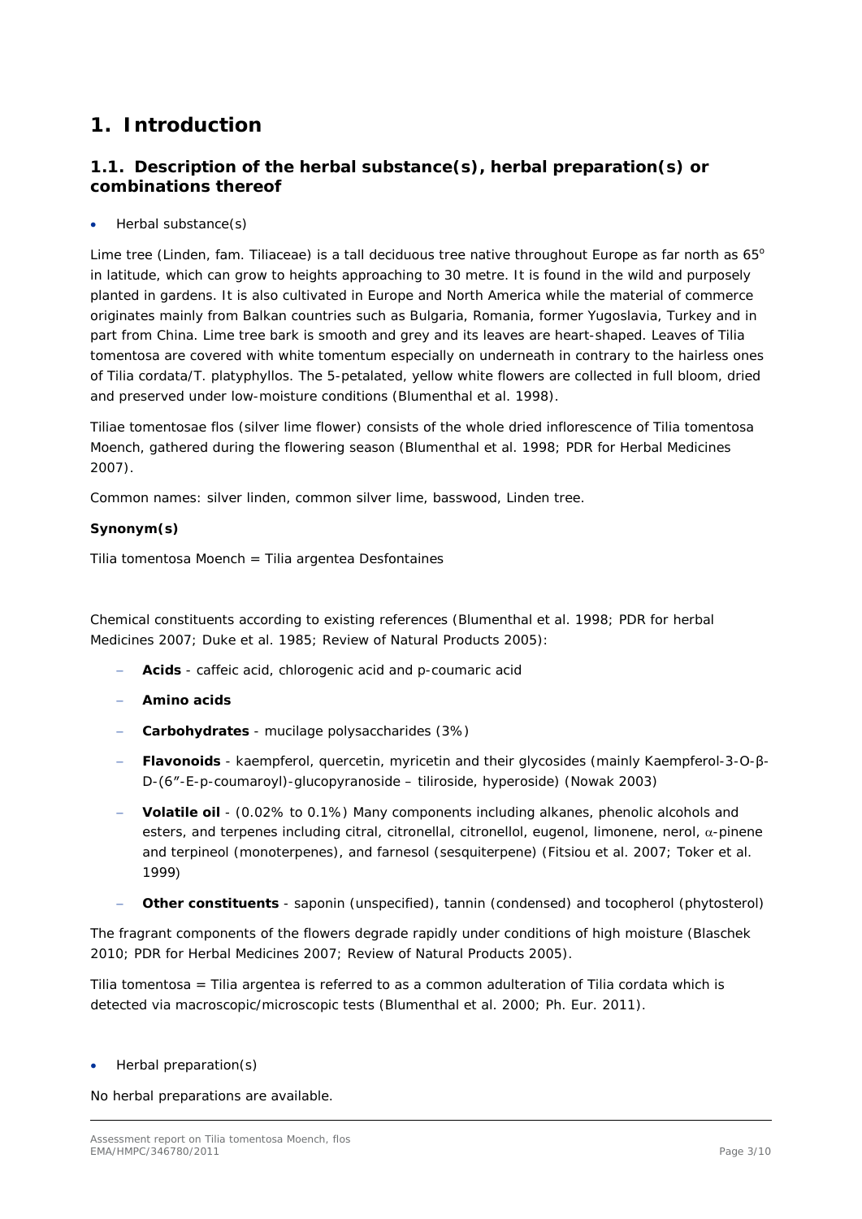# 1. Introduction

## 1.1. Description of the herbal substance(s), herbal preparation(s) or combinations thereof

- Herbal substance(s)

Lime tree (Linden, fam. Tiliaceae) is a tall deciduous tree native throughout Europe as far north as 65° in latitude, which can grow to heights approaching to 30 metre. It is found in the wild and purposely planted in gardens. It is also cultivated in Europe and North America while the material of commerce originates mainly from Balkan countries such as Bulgaria, Romania, former Yugoslavia, Turkey and in part from China. Lime tree bark is smooth and grey and its leaves are heart-shaped. Leaves of *Tilia tomentosa* are covered with white tomentum especially on underneath in contrary to the hairless ones of *Tilia cordata/T. platyphyllos*. The 5-petalated, yellow white flowers are collected in full bloom, dried and preserved under low-moisture conditions (Blumenthal et al. 1998).

*Tiliae tomentosae flos* (silver lime flower) consists of the whole dried inflorescence of *Tilia tomentosa* Moench, gathered during the flowering season (Blumenthal et al. 1998; PDR for Herbal Medicines 2007).

Common names: silver linden, common silver lime, basswood, Linden tree.

**Synonym(s)**

*Tilia tomentosa* Moench = *Tilia argentea* Desfontaines

Chemical constituents according to existing references (Blumenthal et al. 1998; PDR for herbal Medicines 2007; Duke et al. 1985; Review of Natural Products 2005):

- **Acids** - caffeic acid, chlorogenic acid and p-coumaric acid
- **Amino acids**
- **Carbohydrates** - mucilage polysaccharides (3%)
- **Flavonoids** - kaempferol, quercetin, myricetin and their glycosides (mainly Kaempferol-3-O-β-D-(6″-E-p-coumaroyl)-glucopyranoside – tiliroside, hyperoside) (Nowak 2003)
- **Volatile oil** - (0.02% to 0.1%) Many components including alkanes, phenolic alcohols and esters, and terpenes including citral, citronellal, citronellol, eugenol, limonene, nerol, α-pinene and terpineol (monoterpenes), and farnesol (sesquiterpene) (Fitsiou et al. 2007; Toker et al. 1999)
- **Other constituents** - saponin (unspecified), tannin (condensed) and tocopherol (phytosterol)

The fragrant components of the flowers degrade rapidly under conditions of high moisture (Blaschek 2010; PDR for Herbal Medicines 2007; Review of Natural Products 2005).

*Tilia tomentosa = Tilia argentea* is referred to as a common adulteration of *Tilia cordata* which is detected via macroscopic/microscopic tests (Blumenthal et al. 2000; Ph. Eur. 2011).

- Herbal preparation(s)

No herbal preparations are available.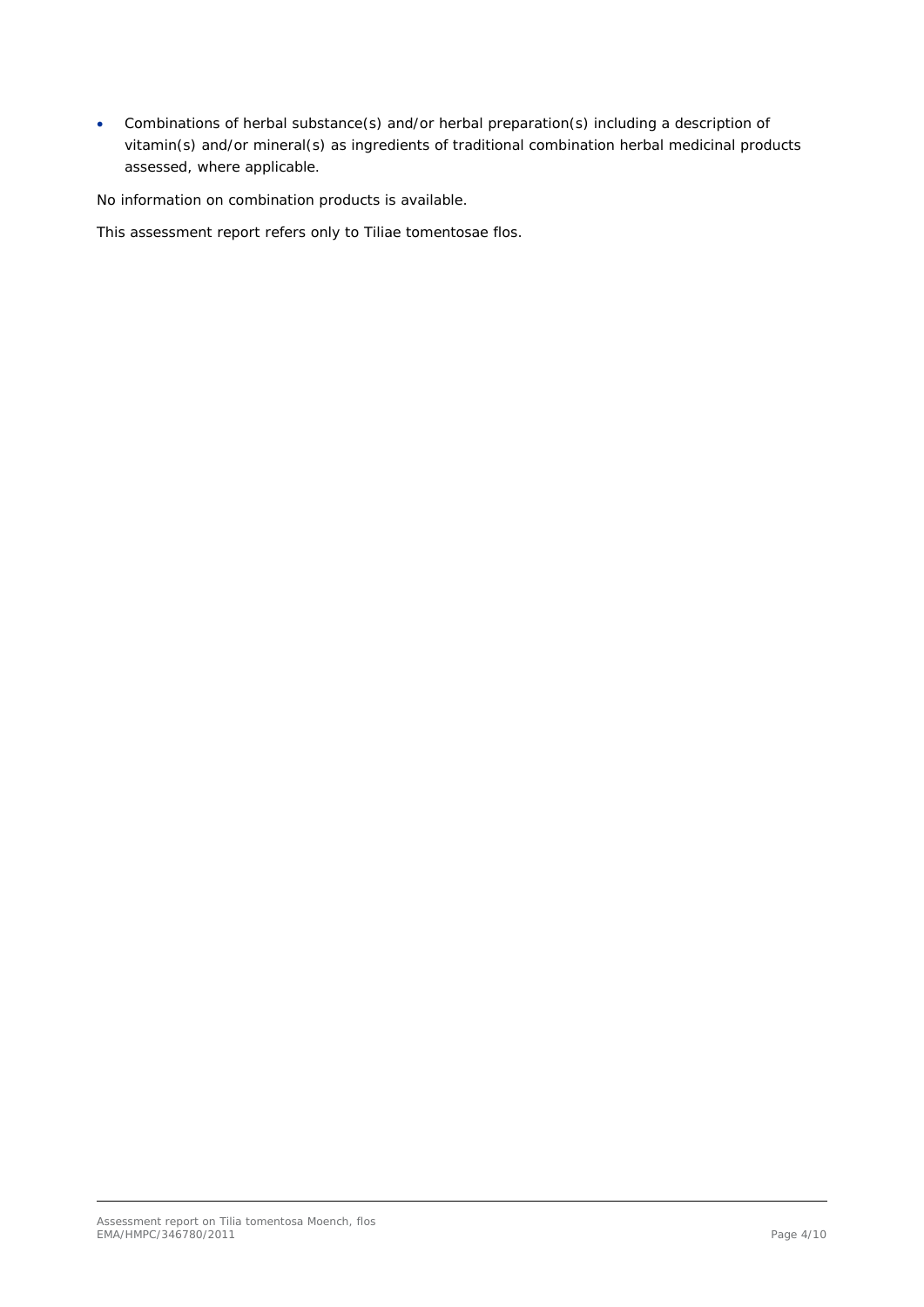- Combinations of herbal substance(s) and/or herbal preparation(s) including a description of vitamin(s) and/or mineral(s) as ingredients of traditional combination herbal medicinal products assessed, where applicable.

No information on combination products is available.

This assessment report refers only to Tiliae tomentosae flos.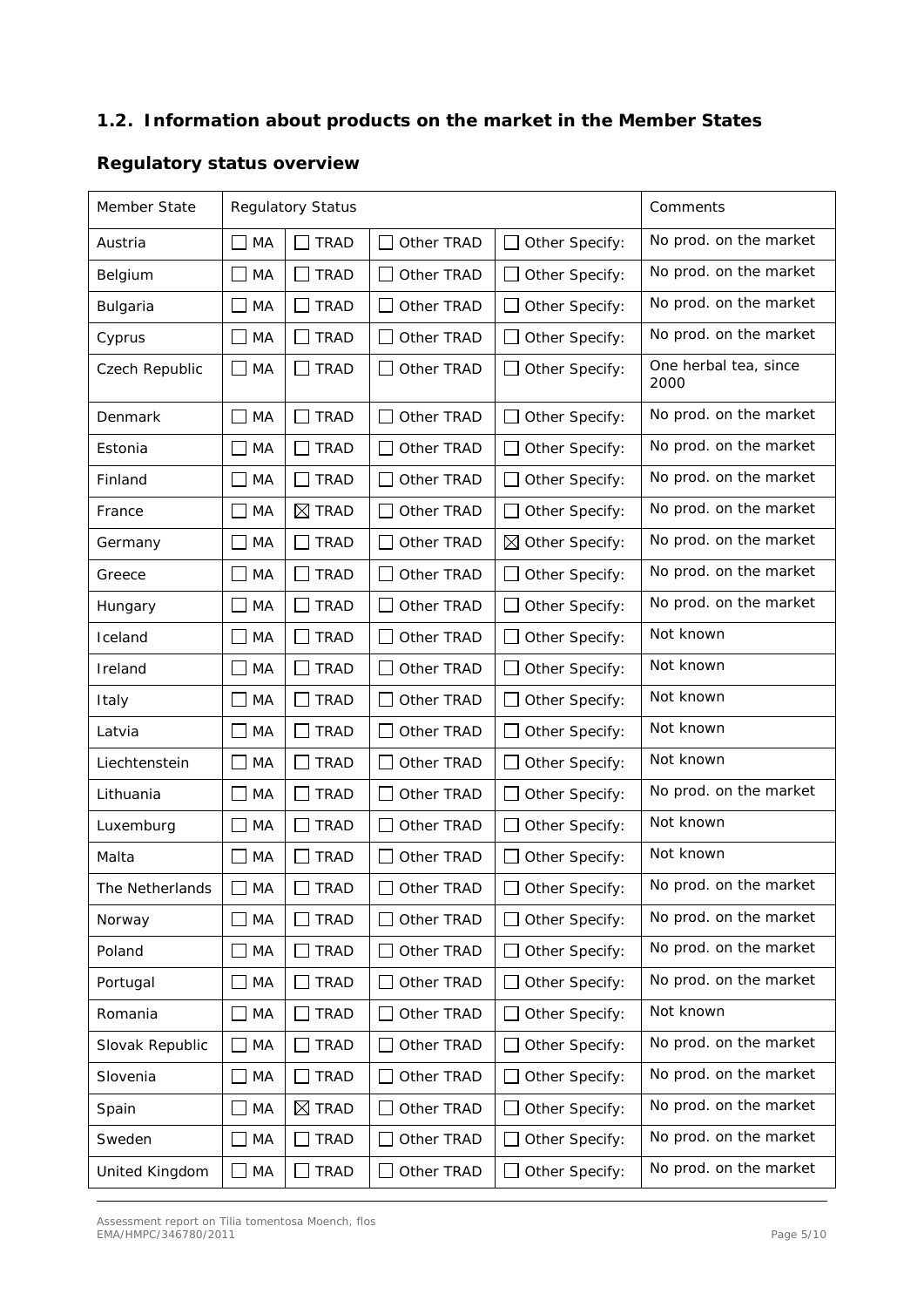## 1.2. Information about products on the market in the Member States

### Regulatory status overview

| Member State | Regulatory Status | | | | Comments |
|---|---|---|---|---|---|
| Austria | ☐ MA | ☐ TRAD | ☐ Other TRAD | ☐ Other Specify: | No prod. on the market |
| Belgium | ☐ MA | ☐ TRAD | ☐ Other TRAD | ☐ Other Specify: | No prod. on the market |
| Bulgaria | ☐ MA | ☐ TRAD | ☐ Other TRAD | ☐ Other Specify: | No prod. on the market |
| Cyprus | ☐ MA | ☐ TRAD | ☐ Other TRAD | ☐ Other Specify: | No prod. on the market |
| Czech Republic | ☐ MA | ☐ TRAD | ☐ Other TRAD | ☐ Other Specify: | One herbal tea, since 2000 |
| Denmark | ☐ MA | ☐ TRAD | ☐ Other TRAD | ☐ Other Specify: | No prod. on the market |
| Estonia | ☐ MA | ☐ TRAD | ☐ Other TRAD | ☐ Other Specify: | No prod. on the market |
| Finland | ☐ MA | ☐ TRAD | ☐ Other TRAD | ☐ Other Specify: | No prod. on the market |
| France | ☐ MA | ☒ TRAD | ☐ Other TRAD | ☐ Other Specify: | No prod. on the market |
| Germany | ☐ MA | ☐ TRAD | ☐ Other TRAD | ☒ Other Specify: | No prod. on the market |
| Greece | ☐ MA | ☐ TRAD | ☐ Other TRAD | ☐ Other Specify: | No prod. on the market |
| Hungary | ☐ MA | ☐ TRAD | ☐ Other TRAD | ☐ Other Specify: | No prod. on the market |
| Iceland | ☐ MA | ☐ TRAD | ☐ Other TRAD | ☐ Other Specify: | Not known |
| Ireland | ☐ MA | ☐ TRAD | ☐ Other TRAD | ☐ Other Specify: | Not known |
| Italy | ☐ MA | ☐ TRAD | ☐ Other TRAD | ☐ Other Specify: | Not known |
| Latvia | ☐ MA | ☐ TRAD | ☐ Other TRAD | ☐ Other Specify: | Not known |
| Liechtenstein | ☐ MA | ☐ TRAD | ☐ Other TRAD | ☐ Other Specify: | Not known |
| Lithuania | ☐ MA | ☐ TRAD | ☐ Other TRAD | ☐ Other Specify: | No prod. on the market |
| Luxemburg | ☐ MA | ☐ TRAD | ☐ Other TRAD | ☐ Other Specify: | Not known |
| Malta | ☐ MA | ☐ TRAD | ☐ Other TRAD | ☐ Other Specify: | Not known |
| The Netherlands | ☐ MA | ☐ TRAD | ☐ Other TRAD | ☐ Other Specify: | No prod. on the market |
| Norway | ☐ MA | ☐ TRAD | ☐ Other TRAD | ☐ Other Specify: | No prod. on the market |
| Poland | ☐ MA | ☐ TRAD | ☐ Other TRAD | ☐ Other Specify: | No prod. on the market |
| Portugal | ☐ MA | ☐ TRAD | ☐ Other TRAD | ☐ Other Specify: | No prod. on the market |
| Romania | ☐ MA | ☐ TRAD | ☐ Other TRAD | ☐ Other Specify: | Not known |
| Slovak Republic | ☐ MA | ☐ TRAD | ☐ Other TRAD | ☐ Other Specify: | No prod. on the market |
| Slovenia | ☐ MA | ☐ TRAD | ☐ Other TRAD | ☐ Other Specify: | No prod. on the market |
| Spain | ☐ MA | ☒ TRAD | ☐ Other TRAD | ☐ Other Specify: | No prod. on the market |
| Sweden | ☐ MA | ☐ TRAD | ☐ Other TRAD | ☐ Other Specify: | No prod. on the market |
| United Kingdom | ☐ MA | ☐ TRAD | ☐ Other TRAD | ☐ Other Specify: | No prod. on the market |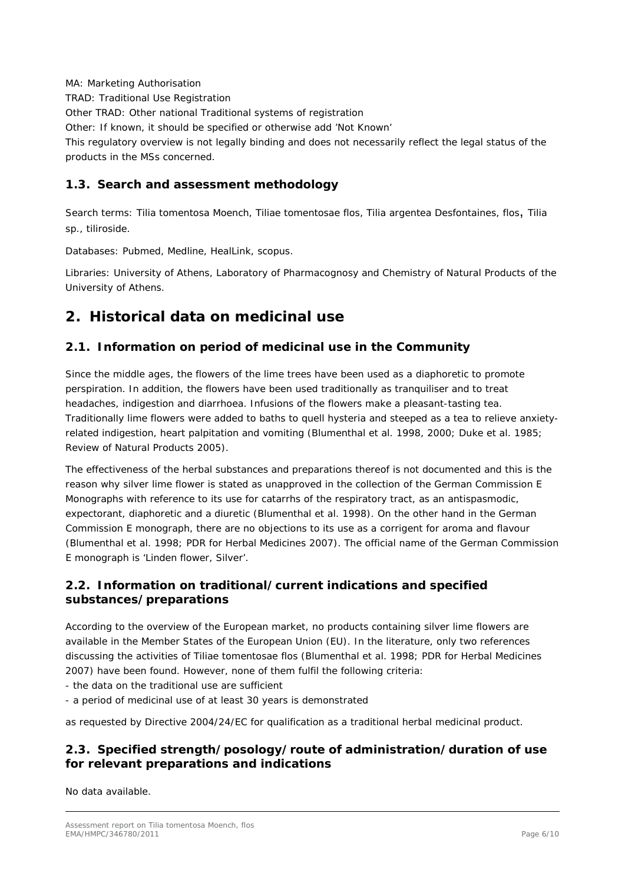MA: Marketing Authorisation

TRAD: Traditional Use Registration

Other TRAD: Other national Traditional systems of registration

Other: If known, it should be specified or otherwise add 'Not Known'

This regulatory overview is not legally binding and does not necessarily reflect the legal status of the products in the MSs concerned.

### 1.3. Search and assessment methodology

Search terms: Tilia tomentosa Moench, Tiliae tomentosae flos, Tilia argentea Desfontaines, flos, Tilia sp., tiliroside.

Databases: Pubmed, Medline, HealLink, scopus.

Libraries: University of Athens, Laboratory of Pharmacognosy and Chemistry of Natural Products of the University of Athens.

## 2. Historical data on medicinal use

### 2.1. Information on period of medicinal use in the Community

Since the middle ages, the flowers of the lime trees have been used as a diaphoretic to promote perspiration. In addition, the flowers have been used traditionally as tranquiliser and to treat headaches, indigestion and diarrhoea. Infusions of the flowers make a pleasant-tasting tea. Traditionally lime flowers were added to baths to quell hysteria and steeped as a tea to relieve anxiety-related indigestion, heart palpitation and vomiting (Blumenthal et al. 1998, 2000; Duke et al. 1985; Review of Natural Products 2005).

The effectiveness of the herbal substances and preparations thereof is not documented and this is the reason why silver lime flower is stated as unapproved in the collection of the German Commission E Monographs with reference to its use for catarrhs of the respiratory tract, as an antispasmodic, expectorant, diaphoretic and a diuretic (Blumenthal et al. 1998). On the other hand in the German Commission E monograph, there are no objections to its use as a corrigent for aroma and flavour (Blumenthal et al. 1998; PDR for Herbal Medicines 2007). The official name of the German Commission E monograph is 'Linden flower, Silver'.

### 2.2. Information on traditional/current indications and specified substances/preparations

According to the overview of the European market, no products containing silver lime flowers are available in the Member States of the European Union (EU). In the literature, only two references discussing the activities of Tiliae tomentosae flos (Blumenthal et al. 1998; PDR for Herbal Medicines 2007) have been found. However, none of them fulfil the following criteria:

- the data on the traditional use are sufficient
- a period of medicinal use of at least 30 years is demonstrated

as requested by Directive 2004/24/EC for qualification as a traditional herbal medicinal product.

### 2.3. Specified strength/posology/route of administration/duration of use for relevant preparations and indications

No data available.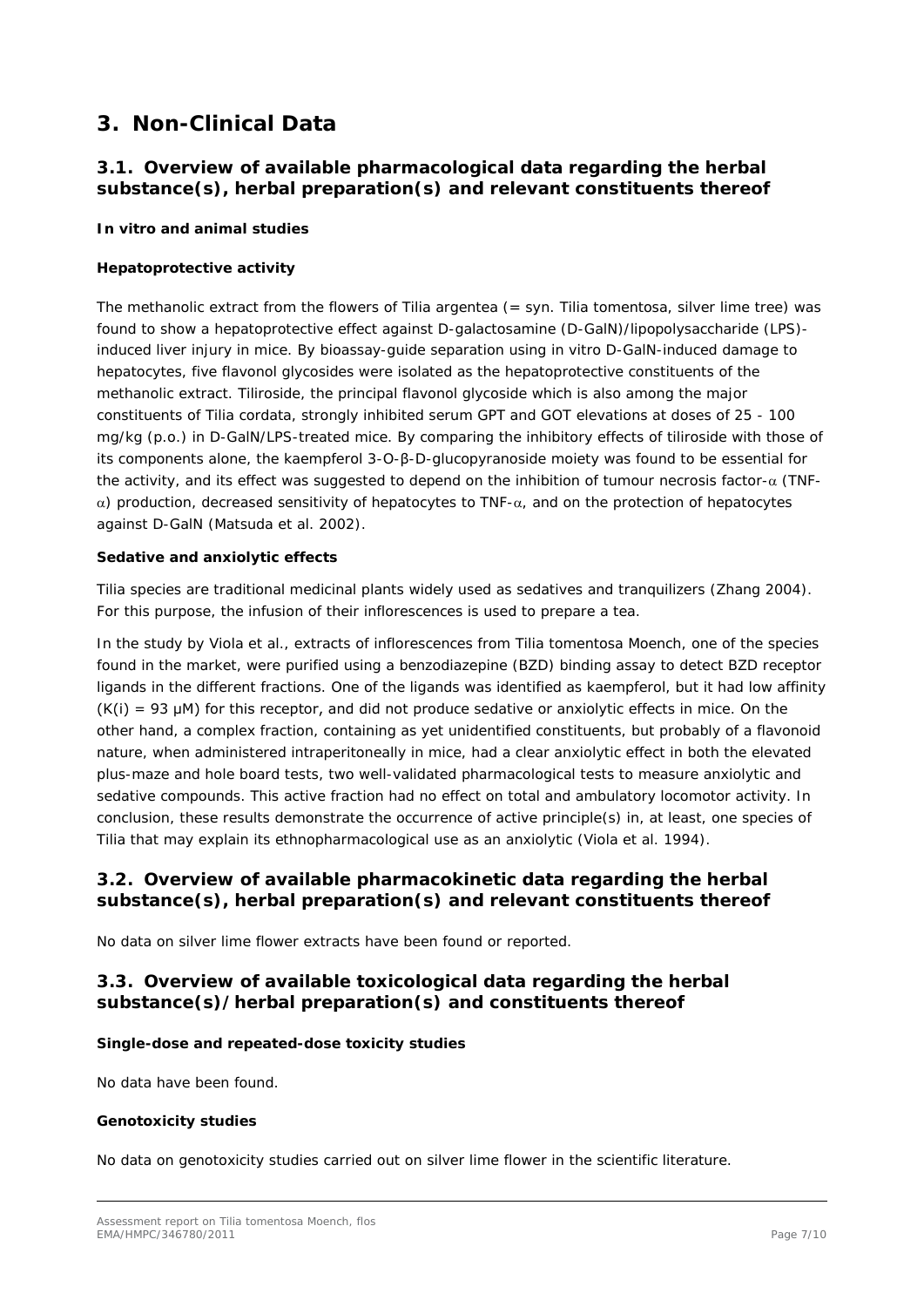# 3. Non-Clinical Data

## 3.1. Overview of available pharmacological data regarding the herbal substance(s), herbal preparation(s) and relevant constituents thereof

**In vitro and animal studies**

**Hepatoprotective activity**

The methanolic extract from the flowers of Tilia argentea (= syn. Tilia tomentosa, silver lime tree) was found to show a hepatoprotective effect against D-galactosamine (D-GalN)/lipopolysaccharide (LPS)-induced liver injury in mice. By bioassay-guide separation using in vitro D-GalN-induced damage to hepatocytes, five flavonol glycosides were isolated as the hepatoprotective constituents of the methanolic extract. Tiliroside, the principal flavonol glycoside which is also among the major constituents of Tilia cordata, strongly inhibited serum GPT and GOT elevations at doses of 25 - 100 mg/kg (p.o.) in D-GalN/LPS-treated mice. By comparing the inhibitory effects of tiliroside with those of its components alone, the kaempferol 3-O-β-D-glucopyranoside moiety was found to be essential for the activity, and its effect was suggested to depend on the inhibition of tumour necrosis factor-α (TNF-α) production, decreased sensitivity of hepatocytes to TNF-α, and on the protection of hepatocytes against D-GalN (Matsuda et al. 2002).

**Sedative and anxiolytic effects**

Tilia species are traditional medicinal plants widely used as sedatives and tranquilizers (Zhang 2004). For this purpose, the infusion of their inflorescences is used to prepare a tea.

In the study by Viola et al., extracts of inflorescences from Tilia tomentosa Moench, one of the species found in the market, were purified using a benzodiazepine (BZD) binding assay to detect BZD receptor ligands in the different fractions. One of the ligands was identified as kaempferol, but it had low affinity (K(i) = 93 μM) for this receptor, and did not produce sedative or anxiolytic effects in mice. On the other hand, a complex fraction, containing as yet unidentified constituents, but probably of a flavonoid nature, when administered intraperitoneally in mice, had a clear anxiolytic effect in both the elevated plus-maze and hole board tests, two well-validated pharmacological tests to measure anxiolytic and sedative compounds. This active fraction had no effect on total and ambulatory locomotor activity. In conclusion, these results demonstrate the occurrence of active principle(s) in, at least, one species of Tilia that may explain its ethnopharmacological use as an anxiolytic (Viola et al. 1994).

## 3.2. Overview of available pharmacokinetic data regarding the herbal substance(s), herbal preparation(s) and relevant constituents thereof

No data on silver lime flower extracts have been found or reported.

## 3.3. Overview of available toxicological data regarding the herbal substance(s)/herbal preparation(s) and constituents thereof

**Single-dose and repeated-dose toxicity studies**

No data have been found.

**Genotoxicity studies**

No data on genotoxicity studies carried out on silver lime flower in the scientific literature.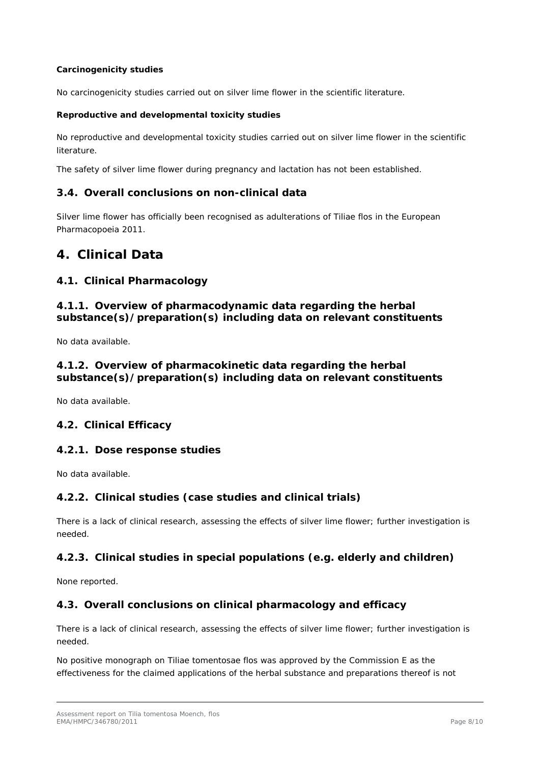**Carcinogenicity studies**

No carcinogenicity studies carried out on silver lime flower in the scientific literature.

**Reproductive and developmental toxicity studies**

No reproductive and developmental toxicity studies carried out on silver lime flower in the scientific literature.

The safety of silver lime flower during pregnancy and lactation has not been established.

### 3.4. Overall conclusions on non-clinical data

Silver lime flower has officially been recognised as adulterations of Tiliae flos in the European Pharmacopoeia 2011.

## 4. Clinical Data

### 4.1. Clinical Pharmacology

### 4.1.1. Overview of pharmacodynamic data regarding the herbal substance(s)/preparation(s) including data on relevant constituents

No data available.

### 4.1.2. Overview of pharmacokinetic data regarding the herbal substance(s)/preparation(s) including data on relevant constituents

No data available.

### 4.2. Clinical Efficacy

### 4.2.1. Dose response studies

No data available.

### 4.2.2. Clinical studies (case studies and clinical trials)

There is a lack of clinical research, assessing the effects of silver lime flower; further investigation is needed.

### 4.2.3. Clinical studies in special populations (e.g. elderly and children)

None reported.

### 4.3. Overall conclusions on clinical pharmacology and efficacy

There is a lack of clinical research, assessing the effects of silver lime flower; further investigation is needed.

No positive monograph on Tiliae tomentosae flos was approved by the Commission E as the effectiveness for the claimed applications of the herbal substance and preparations thereof is not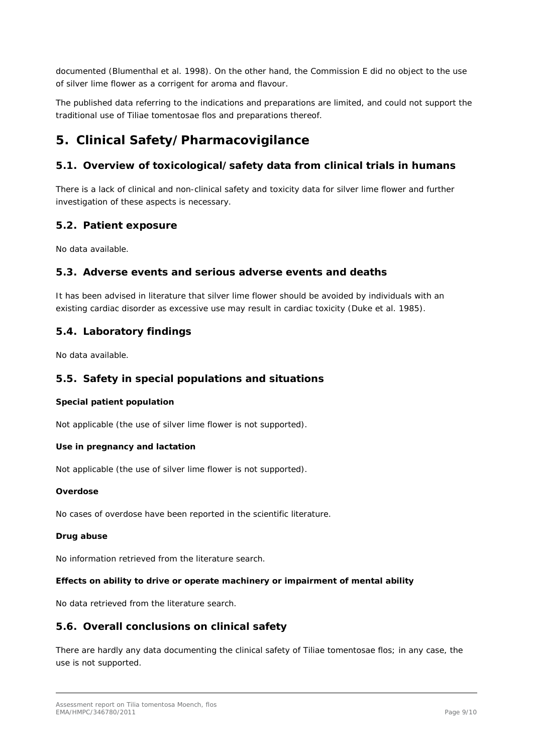documented (Blumenthal et al. 1998). On the other hand, the Commission E did no object to the use of silver lime flower as a corrigent for aroma and flavour.

The published data referring to the indications and preparations are limited, and could not support the traditional use of Tiliae tomentosae flos and preparations thereof.

# 5. Clinical Safety/Pharmacovigilance

## 5.1. Overview of toxicological/safety data from clinical trials in humans

There is a lack of clinical and non-clinical safety and toxicity data for silver lime flower and further investigation of these aspects is necessary.

## 5.2. Patient exposure

No data available.

## 5.3. Adverse events and serious adverse events and deaths

It has been advised in literature that silver lime flower should be avoided by individuals with an existing cardiac disorder as excessive use may result in cardiac toxicity (Duke et al. 1985).

## 5.4. Laboratory findings

No data available.

## 5.5. Safety in special populations and situations

**Special patient population**

Not applicable (the use of silver lime flower is not supported).

**Use in pregnancy and lactation**

Not applicable (the use of silver lime flower is not supported).

**Overdose**

No cases of overdose have been reported in the scientific literature.

**Drug abuse**

No information retrieved from the literature search.

**Effects on ability to drive or operate machinery or impairment of mental ability**

No data retrieved from the literature search.

## 5.6. Overall conclusions on clinical safety

There are hardly any data documenting the clinical safety of Tiliae tomentosae flos; in any case, the use is not supported.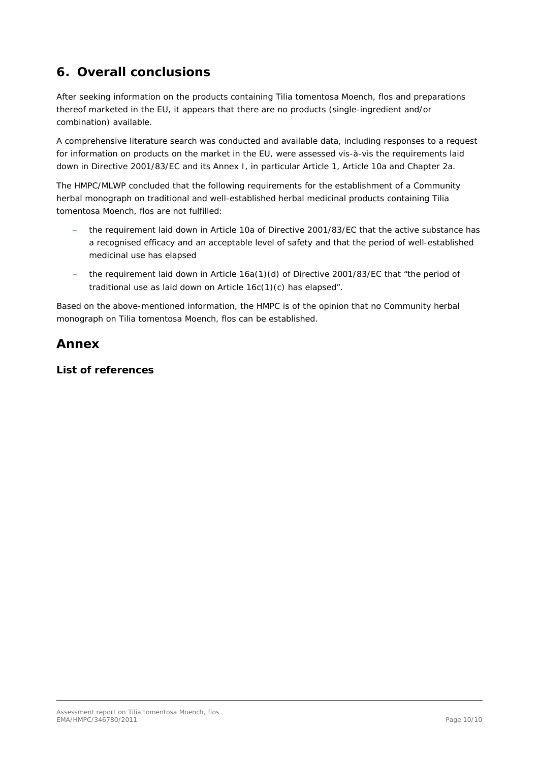## 6. Overall conclusions

After seeking information on the products containing Tilia tomentosa Moench, flos and preparations thereof marketed in the EU, it appears that there are no products (single-ingredient and/or combination) available.

A comprehensive literature search was conducted and available data, including responses to a request for information on products on the market in the EU, were assessed vis-à-vis the requirements laid down in Directive 2001/83/EC and its Annex I, in particular Article 1, Article 10a and Chapter 2a.

The HMPC/MLWP concluded that the following requirements for the establishment of a Community herbal monograph on traditional and well-established herbal medicinal products containing Tilia tomentosa Moench, flos are not fulfilled:

- the requirement laid down in Article 10a of Directive 2001/83/EC that the active substance has a recognised efficacy and an acceptable level of safety and that the period of well-established medicinal use has elapsed
- the requirement laid down in Article 16a(1)(d) of Directive 2001/83/EC that "the period of traditional use as laid down on Article 16c(1)(c) has elapsed".

Based on the above-mentioned information, the HMPC is of the opinion that no Community herbal monograph on Tilia tomentosa Moench, flos can be established.

## Annex

### List of references